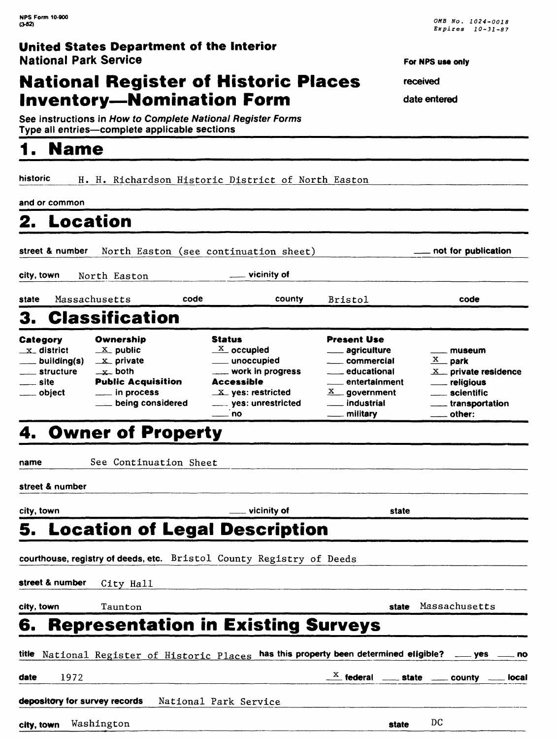NPS Form 10-900 (3-82)

OMB No. 1024-0018
Expires 10-31-87

**United States Department of the Interior**
**National Park Service**

For NPS use only

received

date entered

# National Register of Historic Places Inventory—Nomination Form

See instructions in *How to Complete National Register Forms*
Type all entries—complete applicable sections

## 1. Name

historic H. H. Richardson Historic District of North Easton

and or common

## 2. Location

street & number North Easton (see continuation sheet) ___ not for publication

city, town North Easton ___ vicinity of

state Massachusetts code county Bristol code

## 3. Classification

| Category | Ownership | Status | Present Use | |
|---|---|---|---|---|
| x district | X public | X occupied | ___ agriculture | ___ museum |
| ___ building(s) | X private | ___ unoccupied | ___ commercial | X park |
| ___ structure | x both | ___ work in progress | ___ educational | X private residence |
| ___ site | **Public Acquisition** | **Accessible** | ___ entertainment | ___ religious |
| ___ object | ___ in process | X yes: restricted | X government | ___ scientific |
| | ___ being considered | ___ yes: unrestricted | ___ industrial | ___ transportation |
| | | ___ no | ___ military | ___ other: |

## 4. Owner of Property

name See Continuation Sheet

street & number

city, town ___ vicinity of state

## 5. Location of Legal Description

courthouse, registry of deeds, etc. Bristol County Registry of Deeds

street & number City Hall

city, town Taunton state Massachusetts

## 6. Representation in Existing Surveys

title National Register of Historic Places has this property been determined eligible? ___ yes ___ no

date 1972 X federal ___ state ___ county ___ local

depository for survey records National Park Service

city, town Washington state DC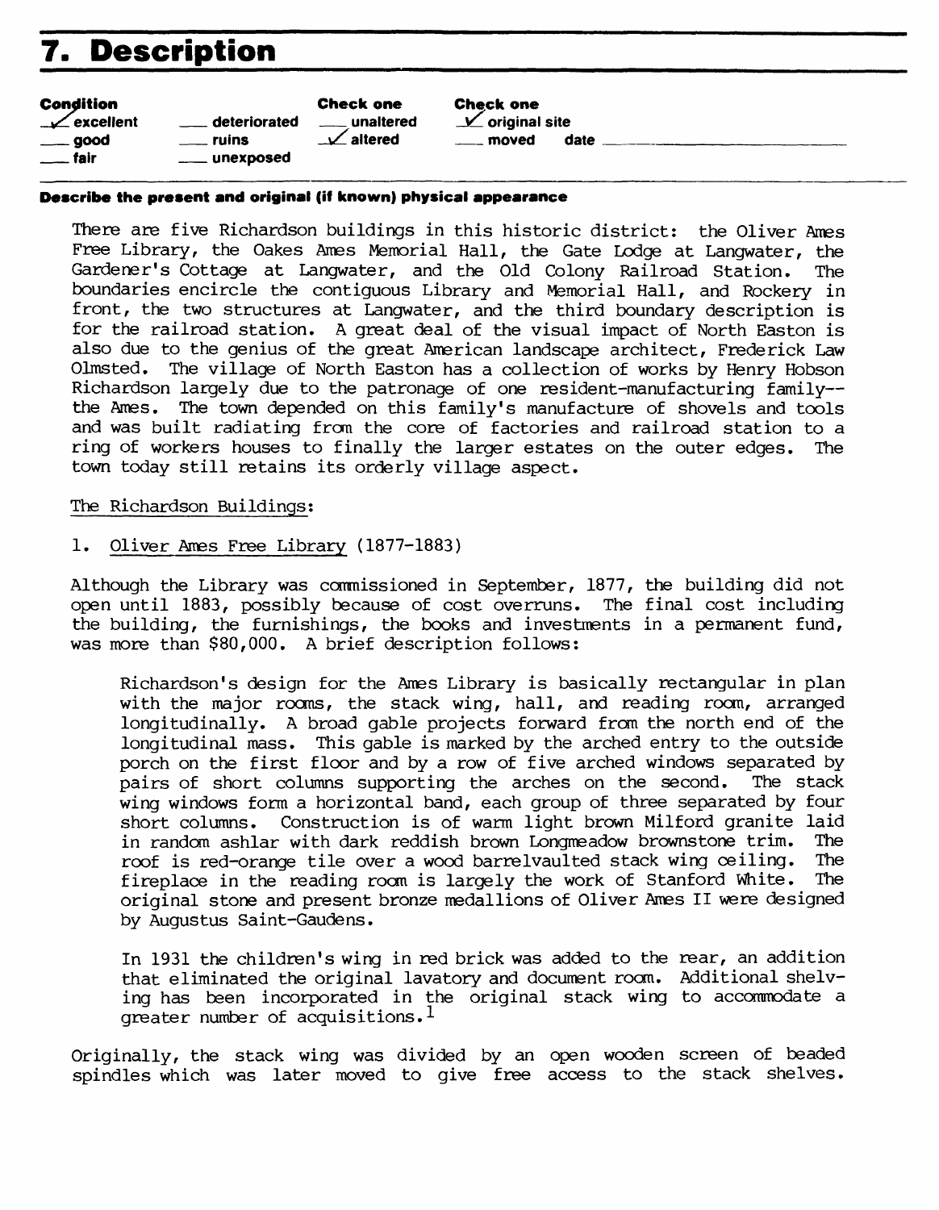# 7. Description

| Condition | | Check one | Check one |
|---|---|---|---|
| ✓ excellent | ___ deteriorated | ___ unaltered | ✓ original site |
| ___ good | ___ ruins | ✓ altered | ___ moved date ___ |
| ___ fair | ___ unexposed | | |

**Describe the present and original (if known) physical appearance**

There are five Richardson buildings in this historic district: the Oliver Ames Free Library, the Oakes Ames Memorial Hall, the Gate Lodge at Langwater, the Gardener's Cottage at Langwater, and the Old Colony Railroad Station. The boundaries encircle the contiguous Library and Memorial Hall, and Rockery in front, the two structures at Langwater, and the third boundary description is for the railroad station. A great deal of the visual impact of North Easton is also due to the genius of the great American landscape architect, Frederick Law Olmsted. The village of North Easton has a collection of works by Henry Hobson Richardson largely due to the patronage of one resident-manufacturing family--the Ames. The town depended on this family's manufacture of shovels and tools and was built radiating from the core of factories and railroad station to a ring of workers houses to finally the larger estates on the outer edges. The town today still retains its orderly village aspect.

The Richardson Buildings:

1. Oliver Ames Free Library (1877-1883)

Although the Library was commissioned in September, 1877, the building did not open until 1883, possibly because of cost overruns. The final cost including the building, the furnishings, the books and investments in a permanent fund, was more than $80,000. A brief description follows:

> Richardson's design for the Ames Library is basically rectangular in plan with the major rooms, the stack wing, hall, and reading room, arranged longitudinally. A broad gable projects forward from the north end of the longitudinal mass. This gable is marked by the arched entry to the outside porch on the first floor and by a row of five arched windows separated by pairs of short columns supporting the arches on the second. The stack wing windows form a horizontal band, each group of three separated by four short columns. Construction is of warm light brown Milford granite laid in random ashlar with dark reddish brown Longmeadow brownstone trim. The roof is red-orange tile over a wood barrelvaulted stack wing ceiling. The fireplace in the reading room is largely the work of Stanford White. The original stone and present bronze medallions of Oliver Ames II were designed by Augustus Saint-Gaudens.
>
> In 1931 the children's wing in red brick was added to the rear, an addition that eliminated the original lavatory and document room. Additional shelving has been incorporated in the original stack wing to accommodate a greater number of acquisitions.[1]

Originally, the stack wing was divided by an open wooden screen of beaded spindles which was later moved to give free access to the stack shelves.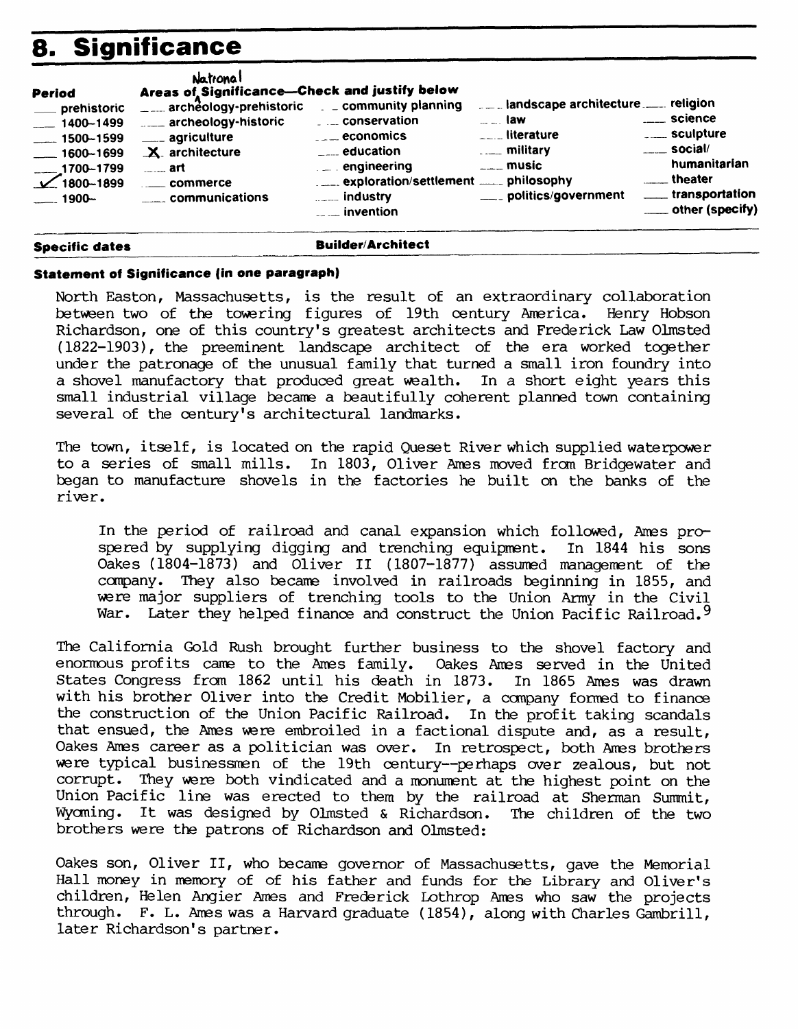## 8. Significance

| Period | Areas of National Significance—Check and justify below | | | |
|---|---|---|---|---|
| ___ prehistoric | ___ archeology-prehistoric | ___ community planning | ___ landscape architecture | ___ religion |
| ___ 1400–1499 | ___ archeology-historic | ___ conservation | ___ law | ___ science |
| ___ 1500–1599 | ___ agriculture | ___ economics | ___ literature | ___ sculpture |
| ___ 1600–1699 | X architecture | ___ education | ___ military | ___ social/humanitarian |
| ___ 1700–1799 | ___ art | ___ engineering | ___ music | ___ theater |
| ✓ 1800–1899 | ___ commerce | ___ exploration/settlement | ___ philosophy | ___ transportation |
| ___ 1900– | ___ communications | ___ industry | ___ politics/government | ___ other (specify) |
| | | ___ invention | | |

**Specific dates** **Builder/Architect**

**Statement of Significance (in one paragraph)**

North Easton, Massachusetts, is the result of an extraordinary collaboration between two of the towering figures of 19th century America. Henry Hobson Richardson, one of this country's greatest architects and Frederick Law Olmsted (1822-1903), the preeminent landscape architect of the era worked together under the patronage of the unusual family that turned a small iron foundry into a shovel manufactory that produced great wealth. In a short eight years this small industrial village became a beautifully coherent planned town containing several of the century's architectural landmarks.

The town, itself, is located on the rapid Queset River which supplied waterpower to a series of small mills. In 1803, Oliver Ames moved from Bridgewater and began to manufacture shovels in the factories he built on the banks of the river.

> In the period of railroad and canal expansion which followed, Ames prospered by supplying digging and trenching equipment. In 1844 his sons Oakes (1804-1873) and Oliver II (1807-1877) assumed management of the company. They also became involved in railroads beginning in 1855, and were major suppliers of trenching tools to the Union Army in the Civil War. Later they helped finance and construct the Union Pacific Railroad.[9]

The California Gold Rush brought further business to the shovel factory and enormous profits came to the Ames family. Oakes Ames served in the United States Congress from 1862 until his death in 1873. In 1865 Ames was drawn with his brother Oliver into the Credit Mobilier, a company formed to finance the construction of the Union Pacific Railroad. In the profit taking scandals that ensued, the Ames were embroiled in a factional dispute and, as a result, Oakes Ames career as a politician was over. In retrospect, both Ames brothers were typical businessmen of the 19th century--perhaps over zealous, but not corrupt. They were both vindicated and a monument at the highest point on the Union Pacific line was erected to them by the railroad at Sherman Summit, Wyoming. It was designed by Olmsted & Richardson. The children of the two brothers were the patrons of Richardson and Olmsted:

Oakes son, Oliver II, who became governor of Massachusetts, gave the Memorial Hall money in memory of of his father and funds for the Library and Oliver's children, Helen Angier Ames and Frederick Lothrop Ames who saw the projects through. F. L. Ames was a Harvard graduate (1854), along with Charles Gambrill, later Richardson's partner.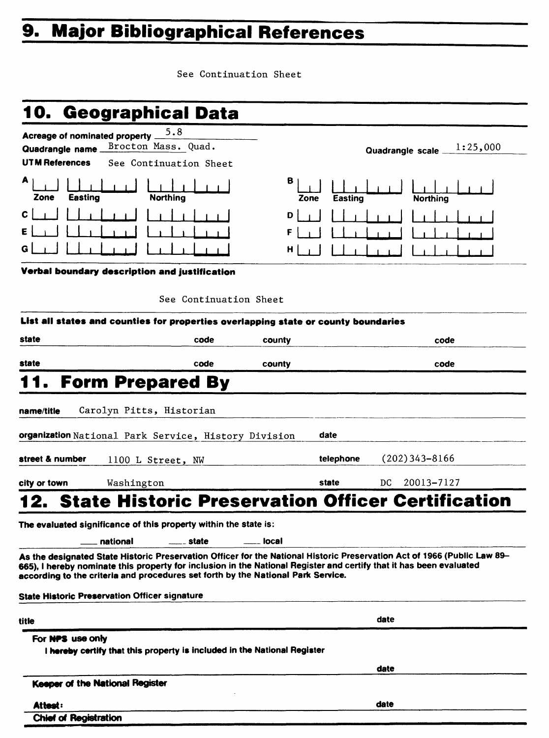## 9. Major Bibliographical References

See Continuation Sheet

## 10. Geographical Data

**Acreage of nominated property** 5.8

**Quadrangle name** Brocton Mass. Quad. **Quadrangle scale** 1:25,000

**UTM References** See Continuation Sheet

| | Zone | Easting | Northing | | Zone | Easting | Northing |
|---|---|---|---|---|---|---|---|
| A | | | | B | | | |
| C | | | | D | | | |
| E | | | | F | | | |
| G | | | | H | | | |

**Verbal boundary description and justification**

See Continuation Sheet

**List all states and counties for properties overlapping state or county boundaries**

| state | code | county | code |
|---|---|---|---|
| state | code | county | code |

## 11. Form Prepared By

**name/title** Carolyn Pitts, Historian

**organization** National Park Service, History Division **date**

**street & number** 1100 L Street, NW **telephone** (202)343-8166

**city or town** Washington **state** DC 20013-7127

## 12. State Historic Preservation Officer Certification

**The evaluated significance of this property within the state is:**

___ national ___ state ___ local

**As the designated State Historic Preservation Officer for the National Historic Preservation Act of 1966 (Public Law 89-665), I hereby nominate this property for inclusion in the National Register and certify that it has been evaluated according to the criteria and procedures set forth by the National Park Service.**

**State Historic Preservation Officer signature**

**title** **date**

**For NPS use only**

**I hereby certify that this property is included in the National Register**

**date**

**Keeper of the National Register**

**Attest:** **date**

**Chief of Registration**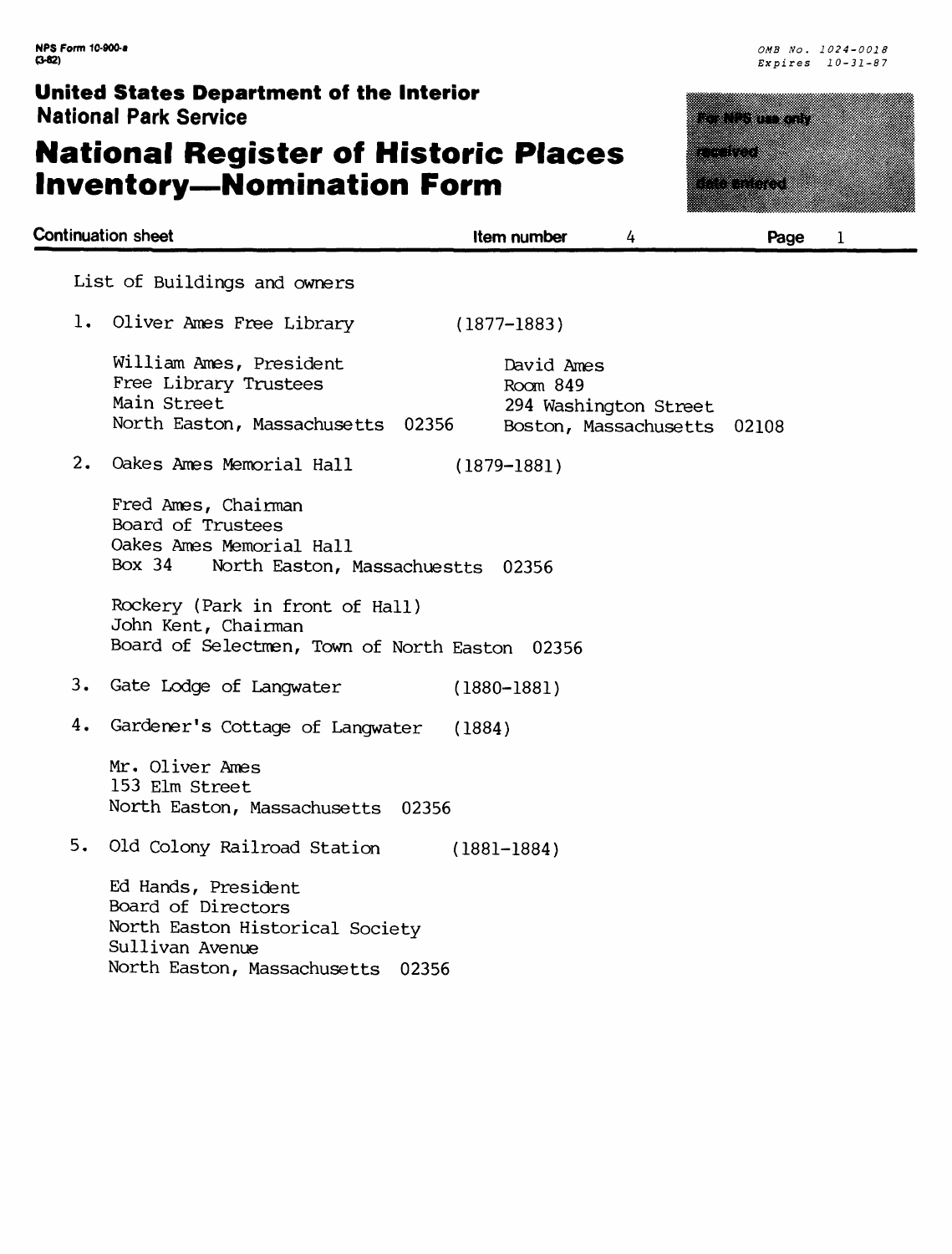NPS Form 10-900-a
(3-82)

OMB No. 1024-0018
Expires 10-31-87

**United States Department of the Interior**
**National Park Service**

# National Register of Historic Places Inventory—Nomination Form

For NPS use only
received
date entered

**Continuation sheet** | **Item number** 4 | **Page** 1

List of Buildings and owners

1. Oliver Ames Free Library (1877-1883)

   William Ames, President
   Free Library Trustees
   Main Street
   North Easton, Massachusetts 02356

   David Ames
   Room 849
   294 Washington Street
   Boston, Massachusetts 02108

2. Oakes Ames Memorial Hall (1879-1881)

   Fred Ames, Chairman
   Board of Trustees
   Oakes Ames Memorial Hall
   Box 34 North Easton, Massachuestts 02356

   Rockery (Park in front of Hall)
   John Kent, Chairman
   Board of Selectmen, Town of North Easton 02356

3. Gate Lodge of Langwater (1880-1881)

4. Gardener's Cottage of Langwater (1884)

   Mr. Oliver Ames
   153 Elm Street
   North Easton, Massachusetts 02356

5. Old Colony Railroad Station (1881-1884)

   Ed Hands, President
   Board of Directors
   North Easton Historical Society
   Sullivan Avenue
   North Easton, Massachusetts 02356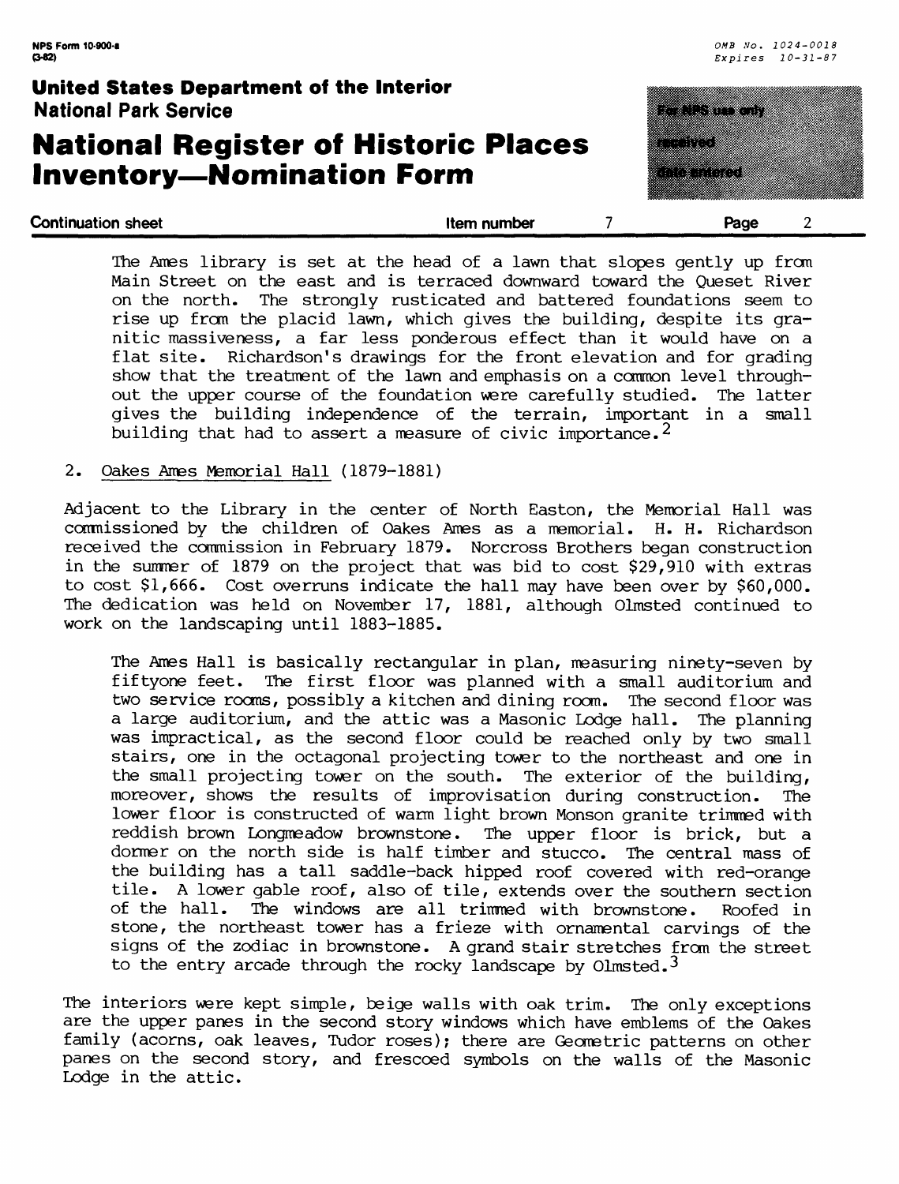The Ames library is set at the head of a lawn that slopes gently up from Main Street on the east and is terraced downward toward the Queset River on the north. The strongly rusticated and battered foundations seem to rise up from the placid lawn, which gives the building, despite its granitic massiveness, a far less ponderous effect than it would have on a flat site. Richardson's drawings for the front elevation and for grading show that the treatment of the lawn and emphasis on a common level throughout the upper course of the foundation were carefully studied. The latter gives the building independence of the terrain, important in a small building that had to assert a measure of civic importance.[2]

2. Oakes Ames Memorial Hall (1879-1881)

Adjacent to the Library in the center of North Easton, the Memorial Hall was commissioned by the children of Oakes Ames as a memorial. H. H. Richardson received the commission in February 1879. Norcross Brothers began construction in the summer of 1879 on the project that was bid to cost $29,910 with extras to cost $1,666. Cost overruns indicate the hall may have been over by $60,000. The dedication was held on November 17, 1881, although Olmsted continued to work on the landscaping until 1883-1885.

The Ames Hall is basically rectangular in plan, measuring ninety-seven by fiftyone feet. The first floor was planned with a small auditorium and two service rooms, possibly a kitchen and dining room. The second floor was a large auditorium, and the attic was a Masonic Lodge hall. The planning was impractical, as the second floor could be reached only by two small stairs, one in the octagonal projecting tower to the northeast and one in the small projecting tower on the south. The exterior of the building, moreover, shows the results of improvisation during construction. The lower floor is constructed of warm light brown Monson granite trimmed with reddish brown Longmeadow brownstone. The upper floor is brick, but a dormer on the north side is half timber and stucco. The central mass of the building has a tall saddle-back hipped roof covered with red-orange tile. A lower gable roof, also of tile, extends over the southern section of the hall. The windows are all trimmed with brownstone. Roofed in stone, the northeast tower has a frieze with ornamental carvings of the signs of the zodiac in brownstone. A grand stair stretches from the street to the entry arcade through the rocky landscape by Olmsted.[3]

The interiors were kept simple, beige walls with oak trim. The only exceptions are the upper panes in the second story windows which have emblems of the Oakes family (acorns, oak leaves, Tudor roses); there are Geometric patterns on other panes on the second story, and frescoed symbols on the walls of the Masonic Lodge in the attic.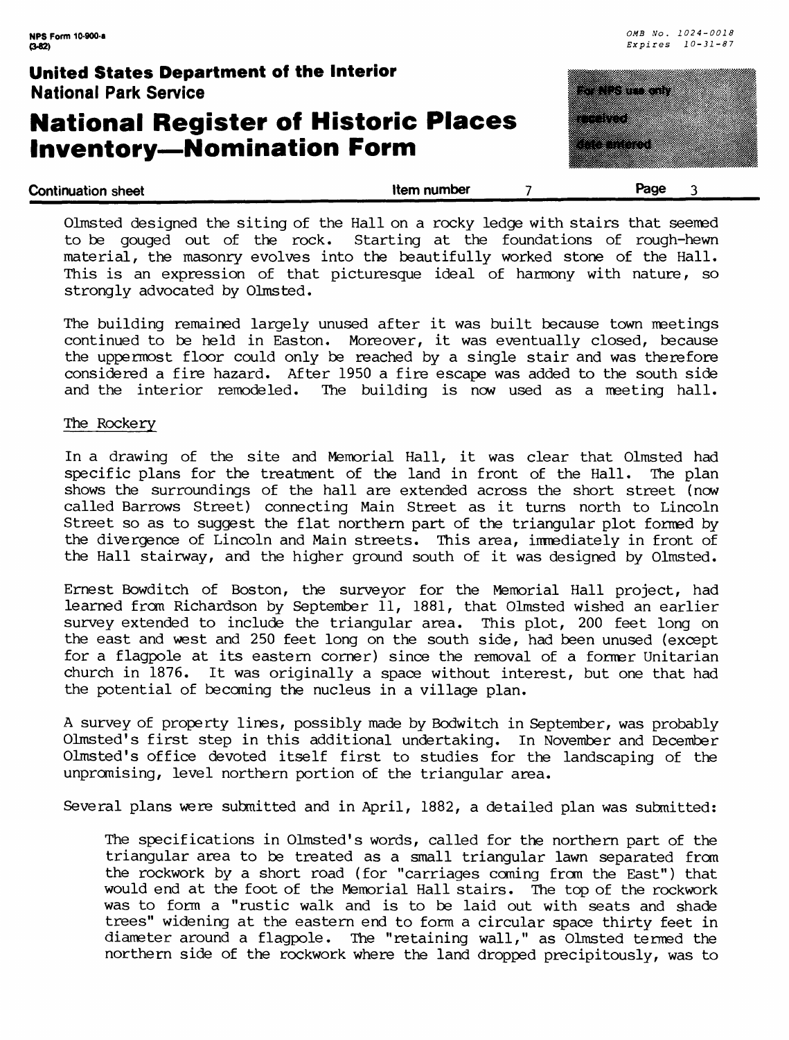Olmsted designed the siting of the Hall on a rocky ledge with stairs that seemed to be gouged out of the rock. Starting at the foundations of rough-hewn material, the masonry evolves into the beautifully worked stone of the Hall. This is an expression of that picturesque ideal of harmony with nature, so strongly advocated by Olmsted.

The building remained largely unused after it was built because town meetings continued to be held in Easton. Moreover, it was eventually closed, because the uppermost floor could only be reached by a single stair and was therefore considered a fire hazard. After 1950 a fire escape was added to the south side and the interior remodeled. The building is now used as a meeting hall.

The Rockery

In a drawing of the site and Memorial Hall, it was clear that Olmsted had specific plans for the treatment of the land in front of the Hall. The plan shows the surroundings of the hall are extended across the short street (now called Barrows Street) connecting Main Street as it turns north to Lincoln Street so as to suggest the flat northern part of the triangular plot formed by the divergence of Lincoln and Main streets. This area, immediately in front of the Hall stairway, and the higher ground south of it was designed by Olmsted.

Ernest Bowditch of Boston, the surveyor for the Memorial Hall project, had learned from Richardson by September 11, 1881, that Olmsted wished an earlier survey extended to include the triangular area. This plot, 200 feet long on the east and west and 250 feet long on the south side, had been unused (except for a flagpole at its eastern corner) since the removal of a former Unitarian church in 1876. It was originally a space without interest, but one that had the potential of becoming the nucleus in a village plan.

A survey of property lines, possibly made by Bodwitch in September, was probably Olmsted's first step in this additional undertaking. In November and December Olmsted's office devoted itself first to studies for the landscaping of the unpromising, level northern portion of the triangular area.

Several plans were submitted and in April, 1882, a detailed plan was submitted:

> The specifications in Olmsted's words, called for the northern part of the triangular area to be treated as a small triangular lawn separated from the rockwork by a short road (for "carriages coming from the East") that would end at the foot of the Memorial Hall stairs. The top of the rockwork was to form a "rustic walk and is to be laid out with seats and shade trees" widening at the eastern end to form a circular space thirty feet in diameter around a flagpole. The "retaining wall," as Olmsted termed the northern side of the rockwork where the land dropped precipitously, was to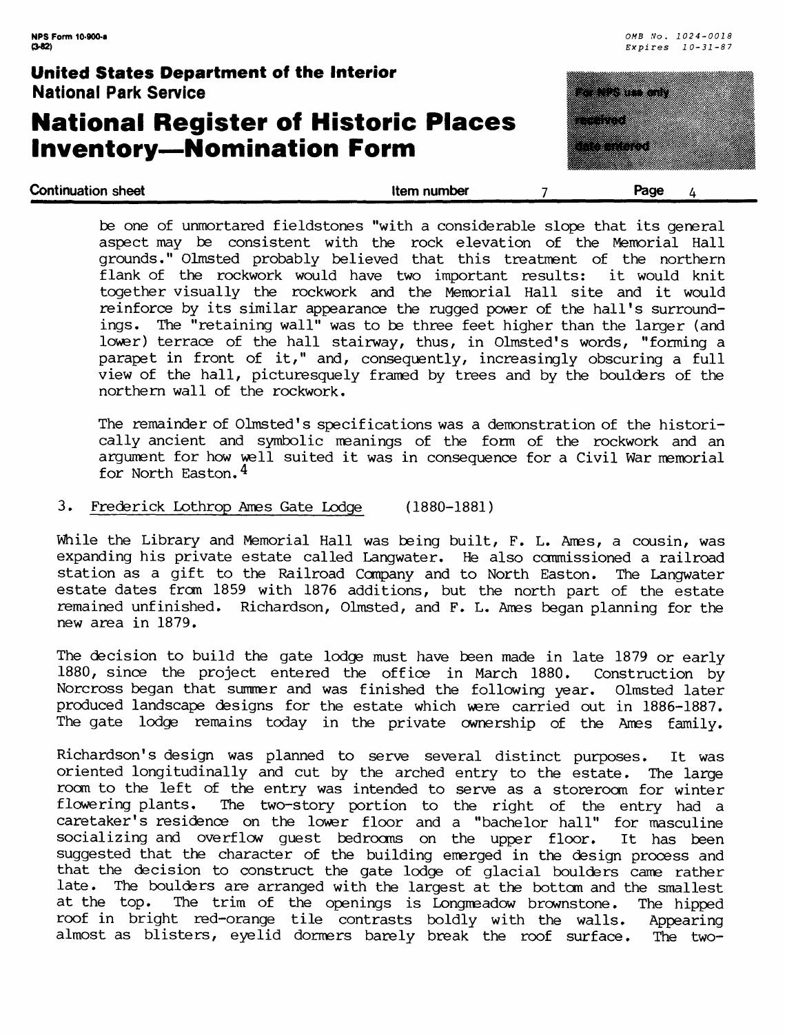be one of unmortared fieldstones "with a considerable slope that its general aspect may be consistent with the rock elevation of the Memorial Hall grounds." Olmsted probably believed that this treatment of the northern flank of the rockwork would have two important results: it would knit together visually the rockwork and the Memorial Hall site and it would reinforce by its similar appearance the rugged power of the hall's surroundings. The "retaining wall" was to be three feet higher than the larger (and lower) terrace of the hall stairway, thus, in Olmsted's words, "forming a parapet in front of it," and, consequently, increasingly obscuring a full view of the hall, picturesquely framed by trees and by the boulders of the northern wall of the rockwork.

The remainder of Olmsted's specifications was a demonstration of the historically ancient and symbolic meanings of the form of the rockwork and an argument for how well suited it was in consequence for a Civil War memorial for North Easton.[4]

3. Frederick Lothrop Ames Gate Lodge (1880-1881)

While the Library and Memorial Hall was being built, F. L. Ames, a cousin, was expanding his private estate called Langwater. He also commissioned a railroad station as a gift to the Railroad Company and to North Easton. The Langwater estate dates from 1859 with 1876 additions, but the north part of the estate remained unfinished. Richardson, Olmsted, and F. L. Ames began planning for the new area in 1879.

The decision to build the gate lodge must have been made in late 1879 or early 1880, since the project entered the office in March 1880. Construction by Norcross began that summer and was finished the following year. Olmsted later produced landscape designs for the estate which were carried out in 1886-1887. The gate lodge remains today in the private ownership of the Ames family.

Richardson's design was planned to serve several distinct purposes. It was oriented longitudinally and cut by the arched entry to the estate. The large room to the left of the entry was intended to serve as a storeroom for winter flowering plants. The two-story portion to the right of the entry had a caretaker's residence on the lower floor and a "bachelor hall" for masculine socializing and overflow guest bedrooms on the upper floor. It has been suggested that the character of the building emerged in the design process and that the decision to construct the gate lodge of glacial boulders came rather late. The boulders are arranged with the largest at the bottom and the smallest at the top. The trim of the openings is Longmeadow brownstone. The hipped roof in bright red-orange tile contrasts boldly with the walls. Appearing almost as blisters, eyelid dormers barely break the roof surface. The two-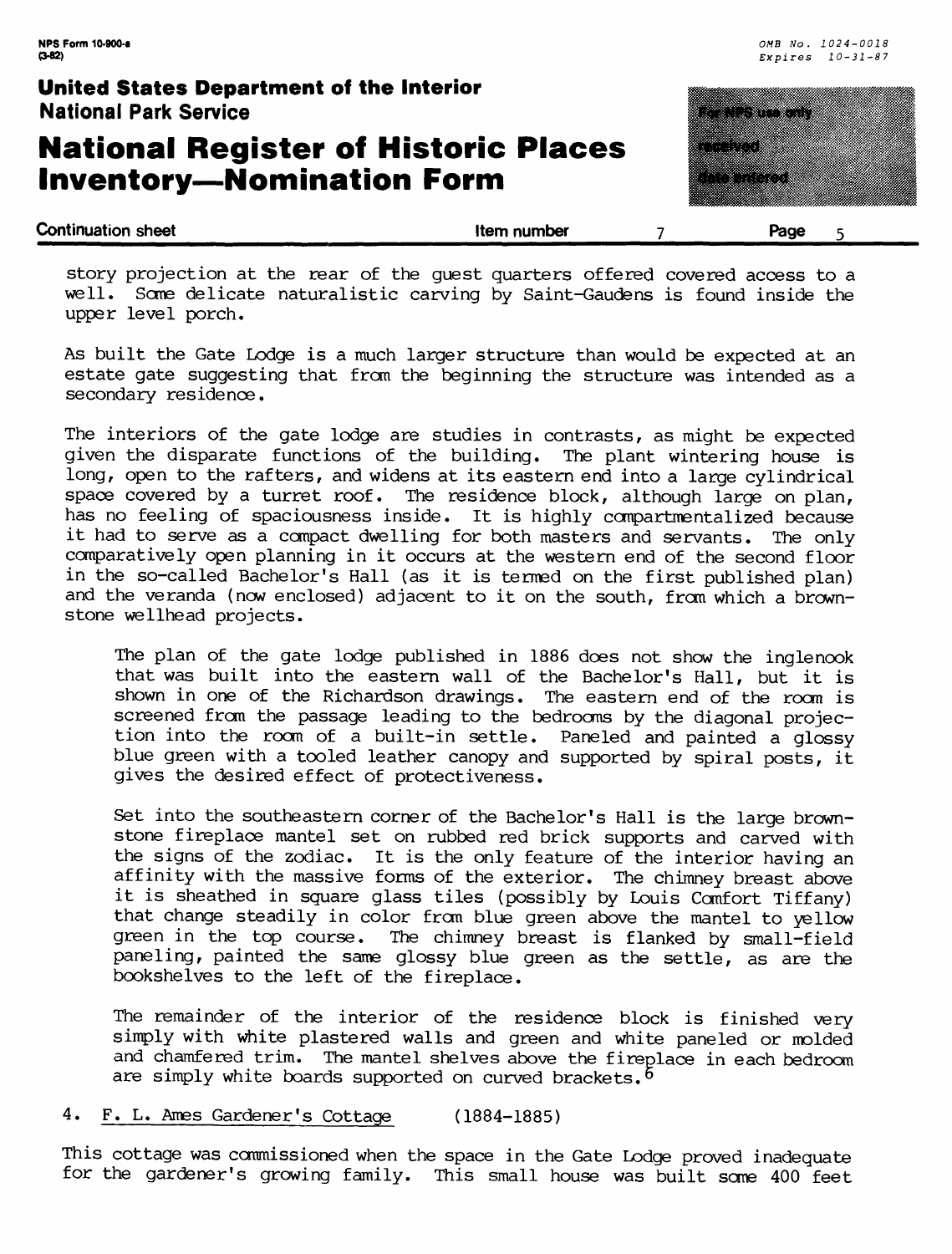story projection at the rear of the guest quarters offered covered access to a well. Some delicate naturalistic carving by Saint-Gaudens is found inside the upper level porch.

As built the Gate Lodge is a much larger structure than would be expected at an estate gate suggesting that from the beginning the structure was intended as a secondary residence.

The interiors of the gate lodge are studies in contrasts, as might be expected given the disparate functions of the building. The plant wintering house is long, open to the rafters, and widens at its eastern end into a large cylindrical space covered by a turret roof. The residence block, although large on plan, has no feeling of spaciousness inside. It is highly compartmentalized because it had to serve as a compact dwelling for both masters and servants. The only comparatively open planning in it occurs at the western end of the second floor in the so-called Bachelor's Hall (as it is termed on the first published plan) and the veranda (now enclosed) adjacent to it on the south, from which a brownstone wellhead projects.

> The plan of the gate lodge published in 1886 does not show the inglenook that was built into the eastern wall of the Bachelor's Hall, but it is shown in one of the Richardson drawings. The eastern end of the room is screened from the passage leading to the bedrooms by the diagonal projection into the room of a built-in settle. Paneled and painted a glossy blue green with a tooled leather canopy and supported by spiral posts, it gives the desired effect of protectiveness.
>
> Set into the southeastern corner of the Bachelor's Hall is the large brownstone fireplace mantel set on rubbed red brick supports and carved with the signs of the zodiac. It is the only feature of the interior having an affinity with the massive forms of the exterior. The chimney breast above it is sheathed in square glass tiles (possibly by Louis Comfort Tiffany) that change steadily in color from blue green above the mantel to yellow green in the top course. The chimney breast is flanked by small-field paneling, painted the same glossy blue green as the settle, as are the bookshelves to the left of the fireplace.
>
> The remainder of the interior of the residence block is finished very simply with white plastered walls and green and white paneled or molded and chamfered trim. The mantel shelves above the fireplace in each bedroom are simply white boards supported on curved brackets.[6]

4. <u>F. L. Ames Gardener's Cottage</u> (1884-1885)

This cottage was commissioned when the space in the Gate Lodge proved inadequate for the gardener's growing family. This small house was built some 400 feet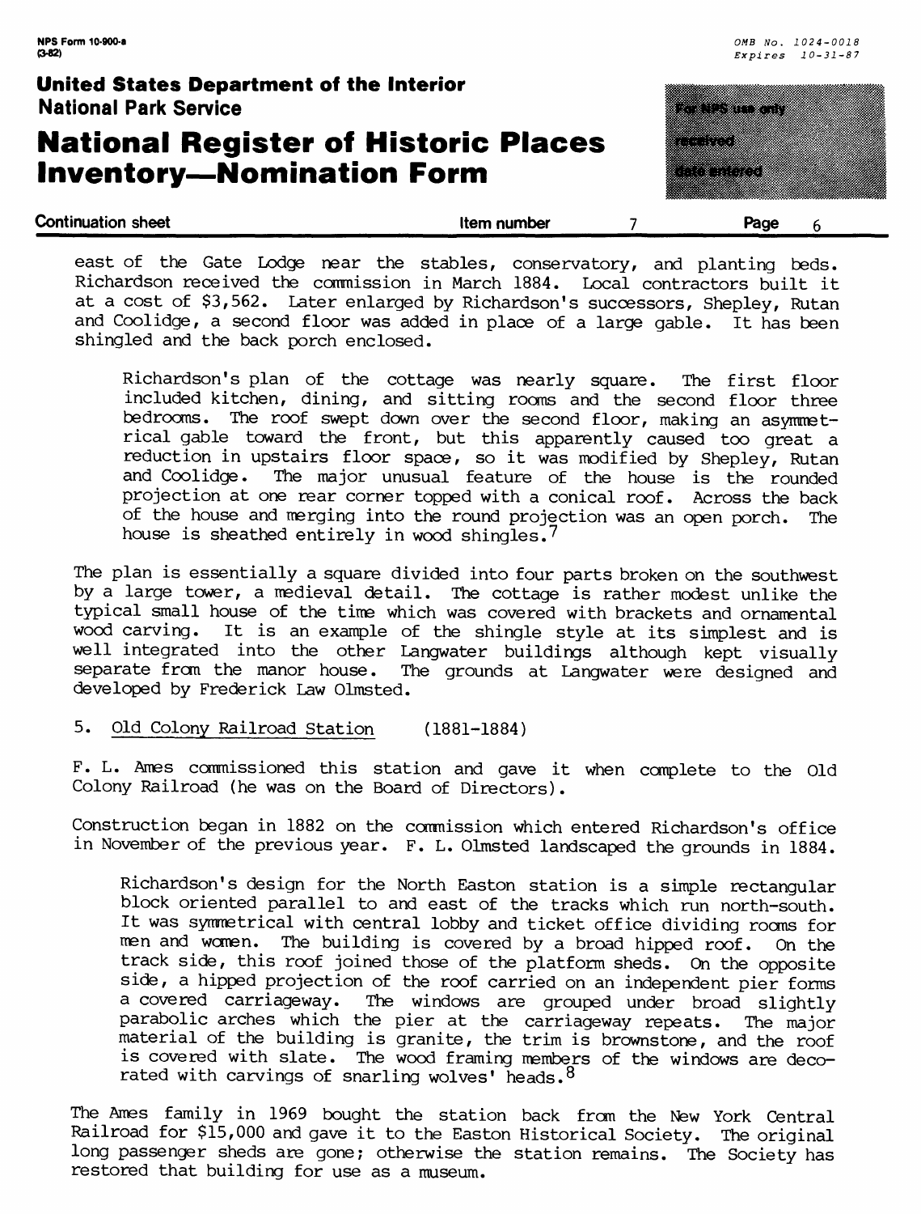east of the Gate Lodge near the stables, conservatory, and planting beds. Richardson received the commission in March 1884. Local contractors built it at a cost of $3,562. Later enlarged by Richardson's successors, Shepley, Rutan and Coolidge, a second floor was added in place of a large gable. It has been shingled and the back porch enclosed.

> Richardson's plan of the cottage was nearly square. The first floor included kitchen, dining, and sitting rooms and the second floor three bedrooms. The roof swept down over the second floor, making an asymmetrical gable toward the front, but this apparently caused too great a reduction in upstairs floor space, so it was modified by Shepley, Rutan and Coolidge. The major unusual feature of the house is the rounded projection at one rear corner topped with a conical roof. Across the back of the house and merging into the round projection was an open porch. The house is sheathed entirely in wood shingles.[7]

The plan is essentially a square divided into four parts broken on the southwest by a large tower, a medieval detail. The cottage is rather modest unlike the typical small house of the time which was covered with brackets and ornamental wood carving. It is an example of the shingle style at its simplest and is well integrated into the other Langwater buildings although kept visually separate from the manor house. The grounds at Langwater were designed and developed by Frederick Law Olmsted.

5. Old Colony Railroad Station (1881-1884)

F. L. Ames commissioned this station and gave it when complete to the Old Colony Railroad (he was on the Board of Directors).

Construction began in 1882 on the commission which entered Richardson's office in November of the previous year. F. L. Olmsted landscaped the grounds in 1884.

> Richardson's design for the North Easton station is a simple rectangular block oriented parallel to and east of the tracks which run north-south. It was symmetrical with central lobby and ticket office dividing rooms for men and women. The building is covered by a broad hipped roof. On the track side, this roof joined those of the platform sheds. On the opposite side, a hipped projection of the roof carried on an independent pier forms a covered carriageway. The windows are grouped under broad slightly parabolic arches which the pier at the carriageway repeats. The major material of the building is granite, the trim is brownstone, and the roof is covered with slate. The wood framing members of the windows are decorated with carvings of snarling wolves' heads.[8]

The Ames family in 1969 bought the station back from the New York Central Railroad for $15,000 and gave it to the Easton Historical Society. The original long passenger sheds are gone; otherwise the station remains. The Society has restored that building for use as a museum.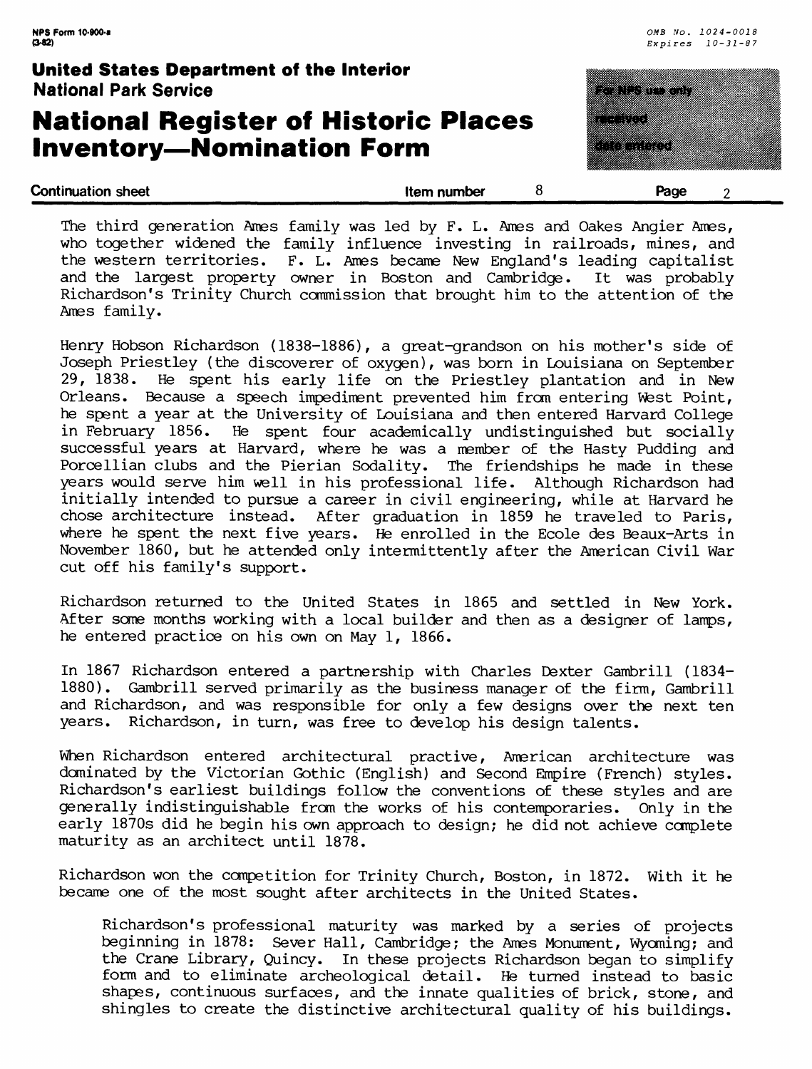The third generation Ames family was led by F. L. Ames and Oakes Angier Ames, who together widened the family influence investing in railroads, mines, and the western territories. F. L. Ames became New England's leading capitalist and the largest property owner in Boston and Cambridge. It was probably Richardson's Trinity Church commission that brought him to the attention of the Ames family.

Henry Hobson Richardson (1838-1886), a great-grandson on his mother's side of Joseph Priestley (the discoverer of oxygen), was born in Louisiana on September 29, 1838. He spent his early life on the Priestley plantation and in New Orleans. Because a speech impediment prevented him from entering West Point, he spent a year at the University of Louisiana and then entered Harvard College in February 1856. He spent four academically undistinguished but socially successful years at Harvard, where he was a member of the Hasty Pudding and Porcellian clubs and the Pierian Sodality. The friendships he made in these years would serve him well in his professional life. Although Richardson had initially intended to pursue a career in civil engineering, while at Harvard he chose architecture instead. After graduation in 1859 he traveled to Paris, where he spent the next five years. He enrolled in the Ecole des Beaux-Arts in November 1860, but he attended only intermittently after the American Civil War cut off his family's support.

Richardson returned to the United States in 1865 and settled in New York. After some months working with a local builder and then as a designer of lamps, he entered practice on his own on May 1, 1866.

In 1867 Richardson entered a partnership with Charles Dexter Gambrill (1834-1880). Gambrill served primarily as the business manager of the firm, Gambrill and Richardson, and was responsible for only a few designs over the next ten years. Richardson, in turn, was free to develop his design talents.

When Richardson entered architectural practive, American architecture was dominated by the Victorian Gothic (English) and Second Empire (French) styles. Richardson's earliest buildings follow the conventions of these styles and are generally indistinguishable from the works of his contemporaries. Only in the early 1870s did he begin his own approach to design; he did not achieve complete maturity as an architect until 1878.

Richardson won the competition for Trinity Church, Boston, in 1872. With it he became one of the most sought after architects in the United States.

> Richardson's professional maturity was marked by a series of projects beginning in 1878: Sever Hall, Cambridge; the Ames Monument, Wyoming; and the Crane Library, Quincy. In these projects Richardson began to simplify form and to eliminate archeological detail. He turned instead to basic shapes, continuous surfaces, and the innate qualities of brick, stone, and shingles to create the distinctive architectural quality of his buildings.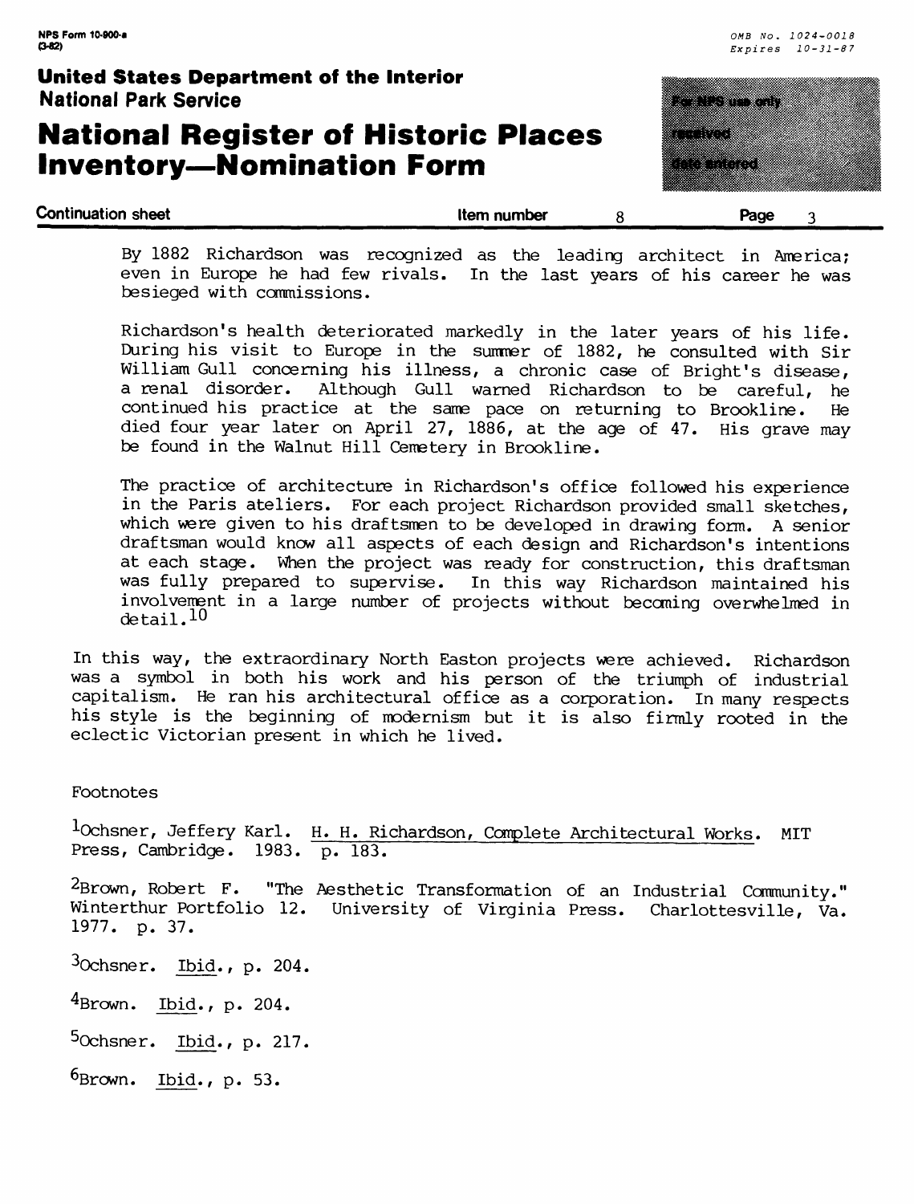By 1882 Richardson was recognized as the leading architect in America; even in Europe he had few rivals. In the last years of his career he was besieged with commissions.

Richardson's health deteriorated markedly in the later years of his life. During his visit to Europe in the summer of 1882, he consulted with Sir William Gull concerning his illness, a chronic case of Bright's disease, a renal disorder. Although Gull warned Richardson to be careful, he continued his practice at the same pace on returning to Brookline. He died four year later on April 27, 1886, at the age of 47. His grave may be found in the Walnut Hill Cemetery in Brookline.

The practice of architecture in Richardson's office followed his experience in the Paris ateliers. For each project Richardson provided small sketches, which were given to his draftsmen to be developed in drawing form. A senior draftsman would know all aspects of each design and Richardson's intentions at each stage. When the project was ready for construction, this draftsman was fully prepared to supervise. In this way Richardson maintained his involvement in a large number of projects without becoming overwhelmed in detail.[10]

In this way, the extraordinary North Easton projects were achieved. Richardson was a symbol in both his work and his person of the triumph of industrial capitalism. He ran his architectural office as a corporation. In many respects his style is the beginning of modernism but it is also firmly rooted in the eclectic Victorian present in which he lived.

Footnotes

[1]Ochsner, Jeffery Karl. H. H. Richardson, Complete Architectural Works. MIT Press, Cambridge. 1983. p. 183.

[2]Brown, Robert F. "The Aesthetic Transformation of an Industrial Community." Winterthur Portfolio 12. University of Virginia Press. Charlottesville, Va. 1977. p. 37.

[3]Ochsner. Ibid., p. 204.

[4]Brown. Ibid., p. 204.

[5]Ochsner. Ibid., p. 217.

[6]Brown. Ibid., p. 53.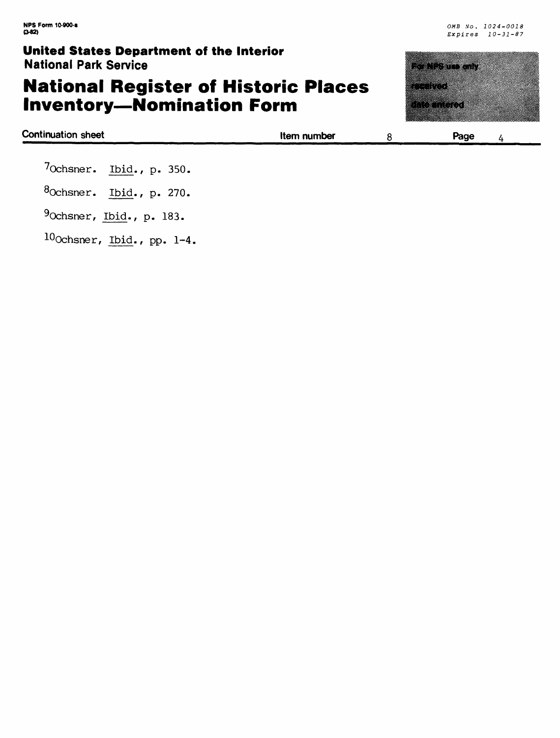Continuation sheet | Item number 8 | Page 4

[7]Ochsner. Ibid., p. 350.

[8]Ochsner. Ibid., p. 270.

[9]Ochsner, Ibid., p. 183.

[10]Ochsner, Ibid., pp. 1-4.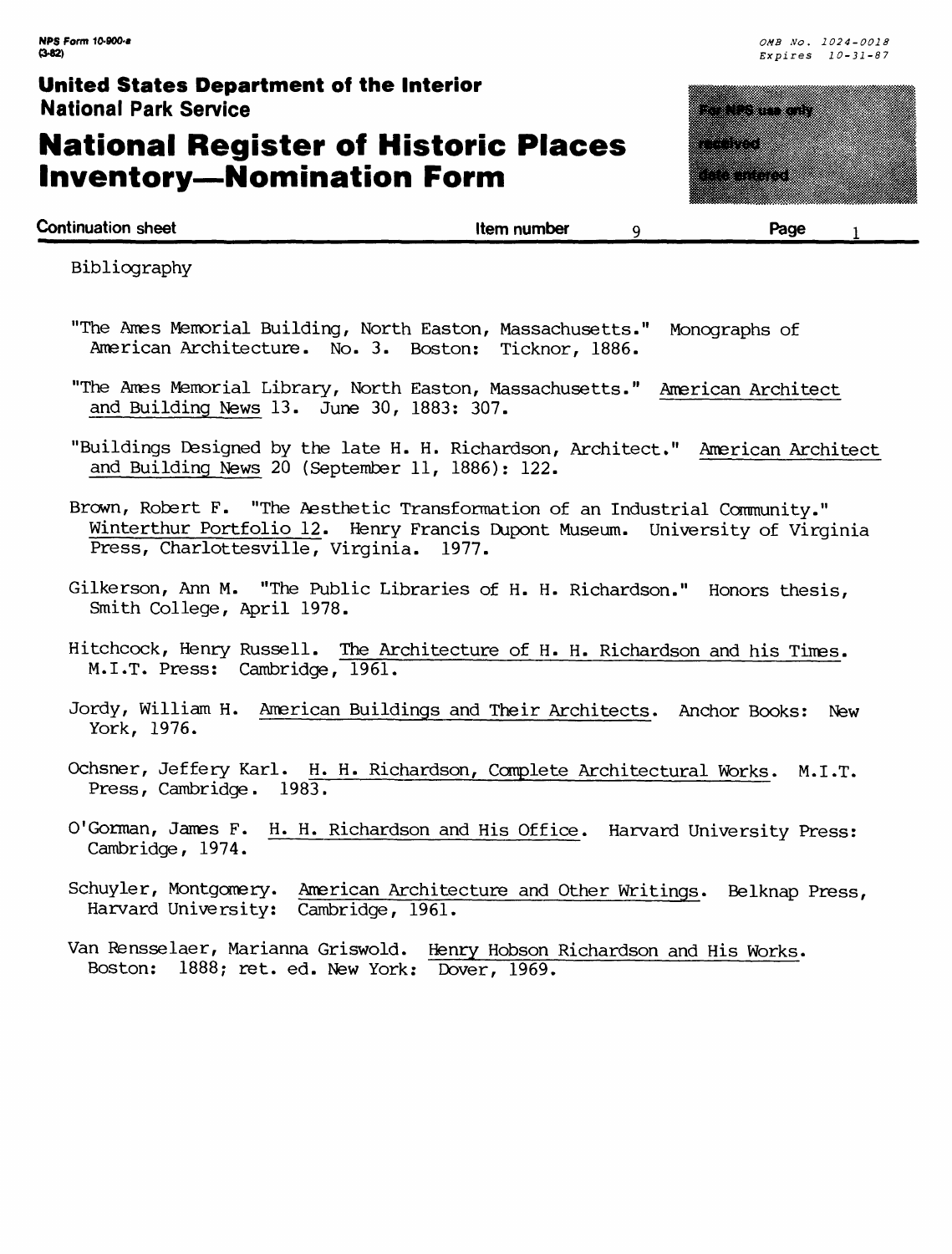Continuation sheet — Item number 9 — Page 1

Bibliography

"The Ames Memorial Building, North Easton, Massachusetts." Monographs of American Architecture. No. 3. Boston: Ticknor, 1886.

"The Ames Memorial Library, North Easton, Massachusetts." American Architect and Building News 13. June 30, 1883: 307.

"Buildings Designed by the late H. H. Richardson, Architect." American Architect and Building News 20 (September 11, 1886): 122.

Brown, Robert F. "The Aesthetic Transformation of an Industrial Community." Winterthur Portfolio 12. Henry Francis Dupont Museum. University of Virginia Press, Charlottesville, Virginia. 1977.

Gilkerson, Ann M. "The Public Libraries of H. H. Richardson." Honors thesis, Smith College, April 1978.

Hitchcock, Henry Russell. The Architecture of H. H. Richardson and his Times. M.I.T. Press: Cambridge, 1961.

Jordy, William H. American Buildings and Their Architects. Anchor Books: New York, 1976.

Ochsner, Jeffery Karl. H. H. Richardson, Complete Architectural Works. M.I.T. Press, Cambridge. 1983.

O'Gorman, James F. H. H. Richardson and His Office. Harvard University Press: Cambridge, 1974.

Schuyler, Montgomery. American Architecture and Other Writings. Belknap Press, Harvard University: Cambridge, 1961.

Van Rensselaer, Marianna Griswold. Henry Hobson Richardson and His Works. Boston: 1888; ret. ed. New York: Dover, 1969.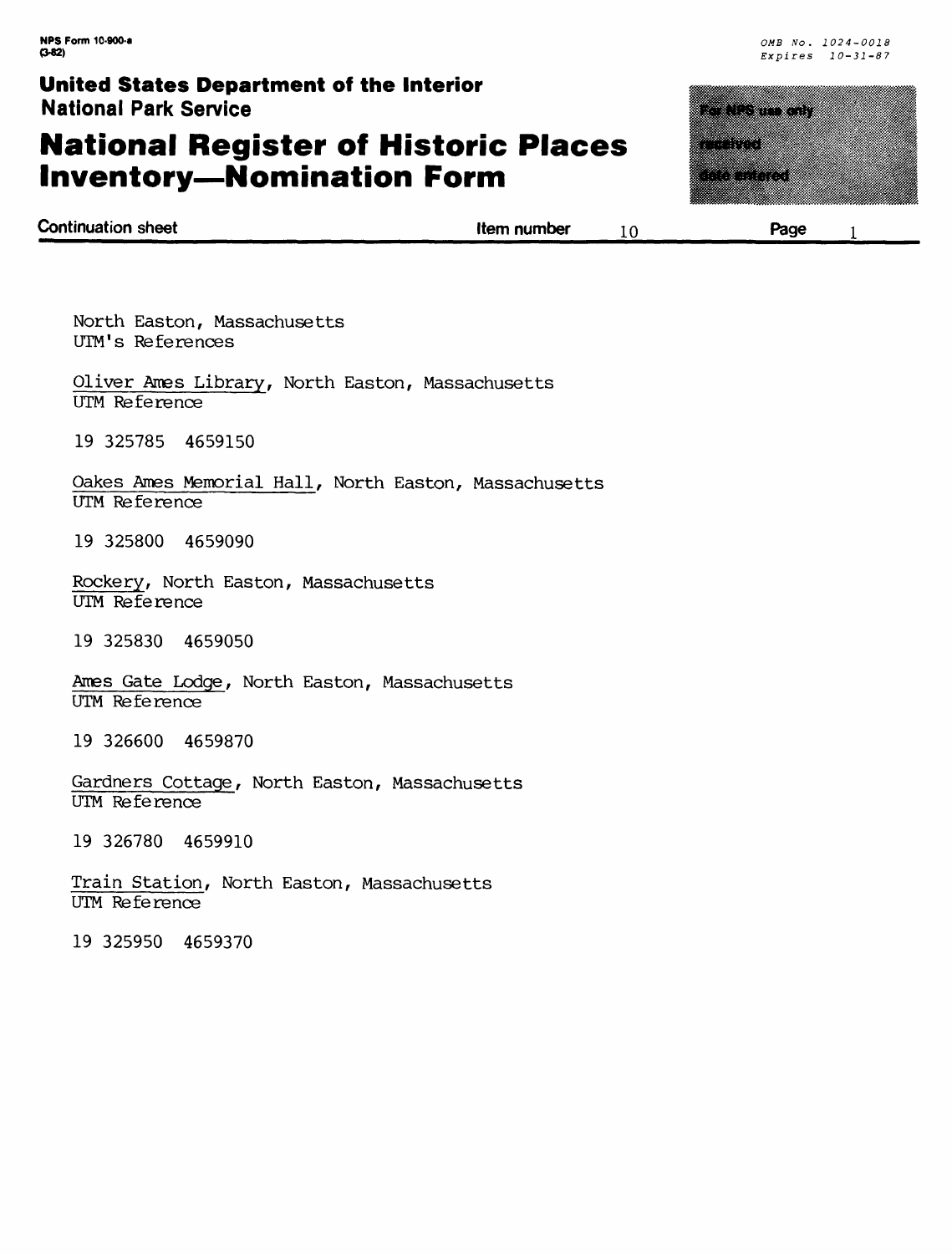North Easton, Massachusetts
UTM's References

Oliver Ames Library, North Easton, Massachusetts
UTM Reference

19 325785 4659150

Oakes Ames Memorial Hall, North Easton, Massachusetts
UTM Reference

19 325800 4659090

Rockery, North Easton, Massachusetts
UTM Reference

19 325830 4659050

Ames Gate Lodge, North Easton, Massachusetts
UTM Reference

19 326600 4659870

Gardners Cottage, North Easton, Massachusetts
UTM Reference

19 326780 4659910

Train Station, North Easton, Massachusetts
UTM Reference

19 325950 4659370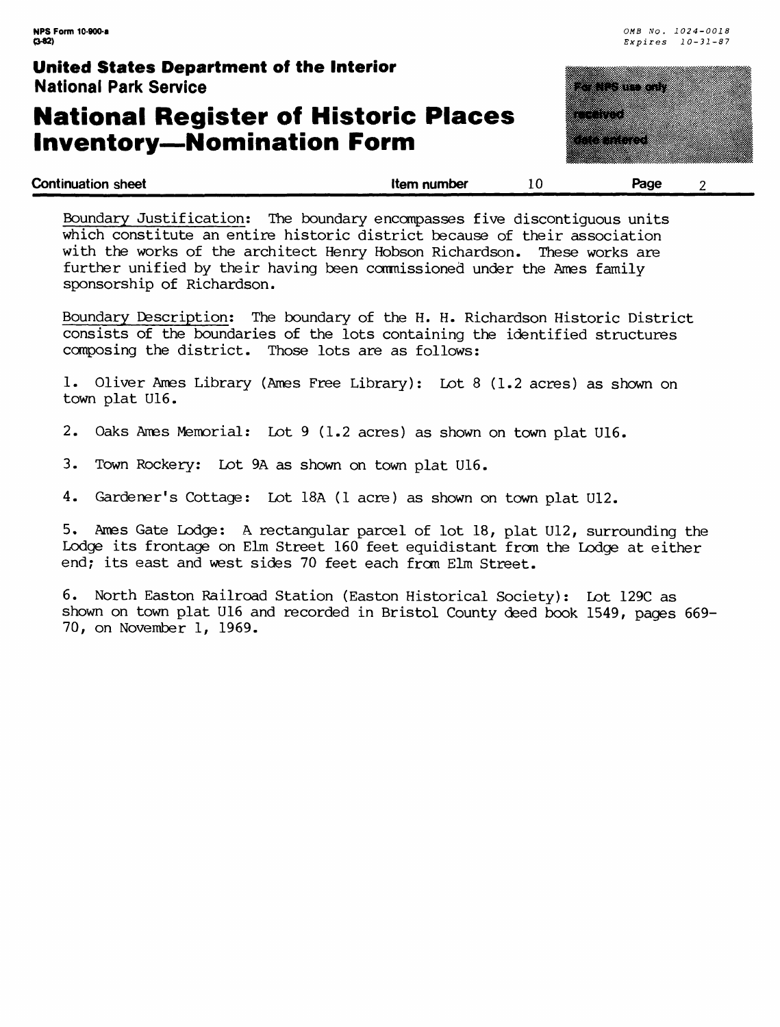**Continuation sheet** | **Item number** 10 | **Page** 2

Boundary Justification: The boundary encompasses five discontiguous units which constitute an entire historic district because of their association with the works of the architect Henry Hobson Richardson. These works are further unified by their having been commissioned under the Ames family sponsorship of Richardson.

Boundary Description: The boundary of the H. H. Richardson Historic District consists of the boundaries of the lots containing the identified structures composing the district. Those lots are as follows:

1. Oliver Ames Library (Ames Free Library): Lot 8 (1.2 acres) as shown on town plat U16.

2. Oaks Ames Memorial: Lot 9 (1.2 acres) as shown on town plat U16.

3. Town Rockery: Lot 9A as shown on town plat U16.

4. Gardener's Cottage: Lot 18A (1 acre) as shown on town plat U12.

5. Ames Gate Lodge: A rectangular parcel of lot 18, plat U12, surrounding the Lodge its frontage on Elm Street 160 feet equidistant from the Lodge at either end; its east and west sides 70 feet each from Elm Street.

6. North Easton Railroad Station (Easton Historical Society): Lot 129C as shown on town plat U16 and recorded in Bristol County deed book 1549, pages 669-70, on November 1, 1969.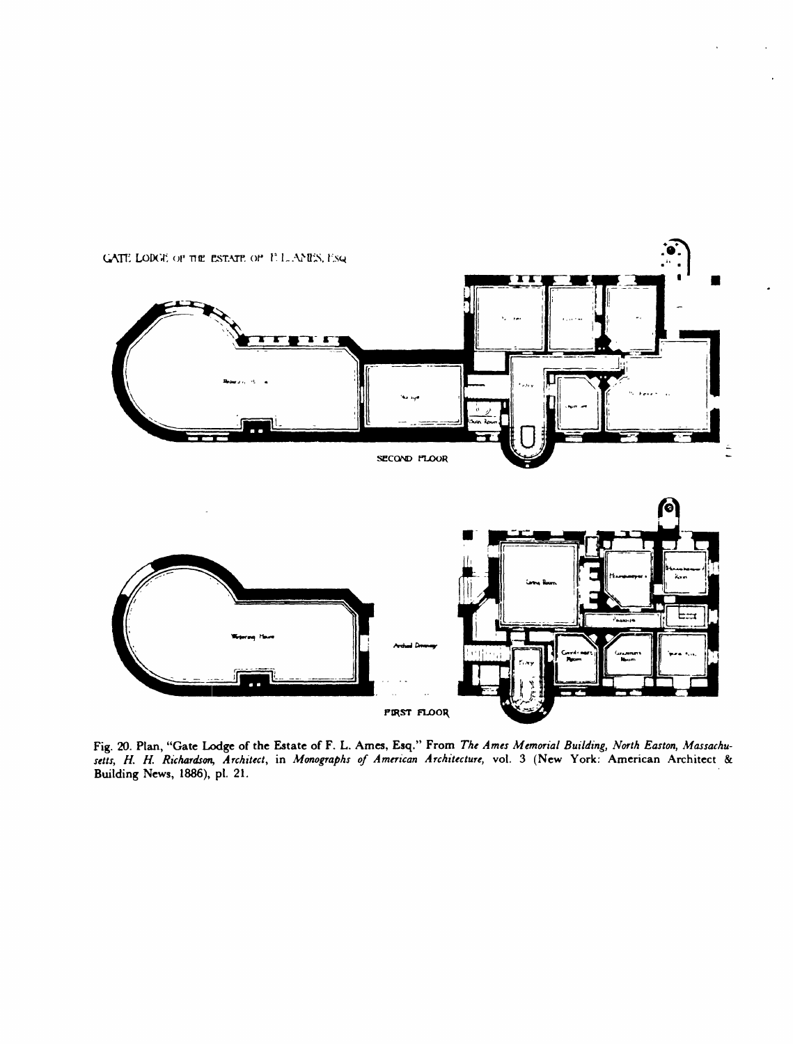Fig. 20. Plan, "Gate Lodge of the Estate of F. L. Ames, Esq." From *The Ames Memorial Building, North Easton, Massachusetts, H. H. Richardson, Architect*, in *Monographs of American Architecture*, vol. 3 (New York: American Architect & Building News, 1886), pl. 21.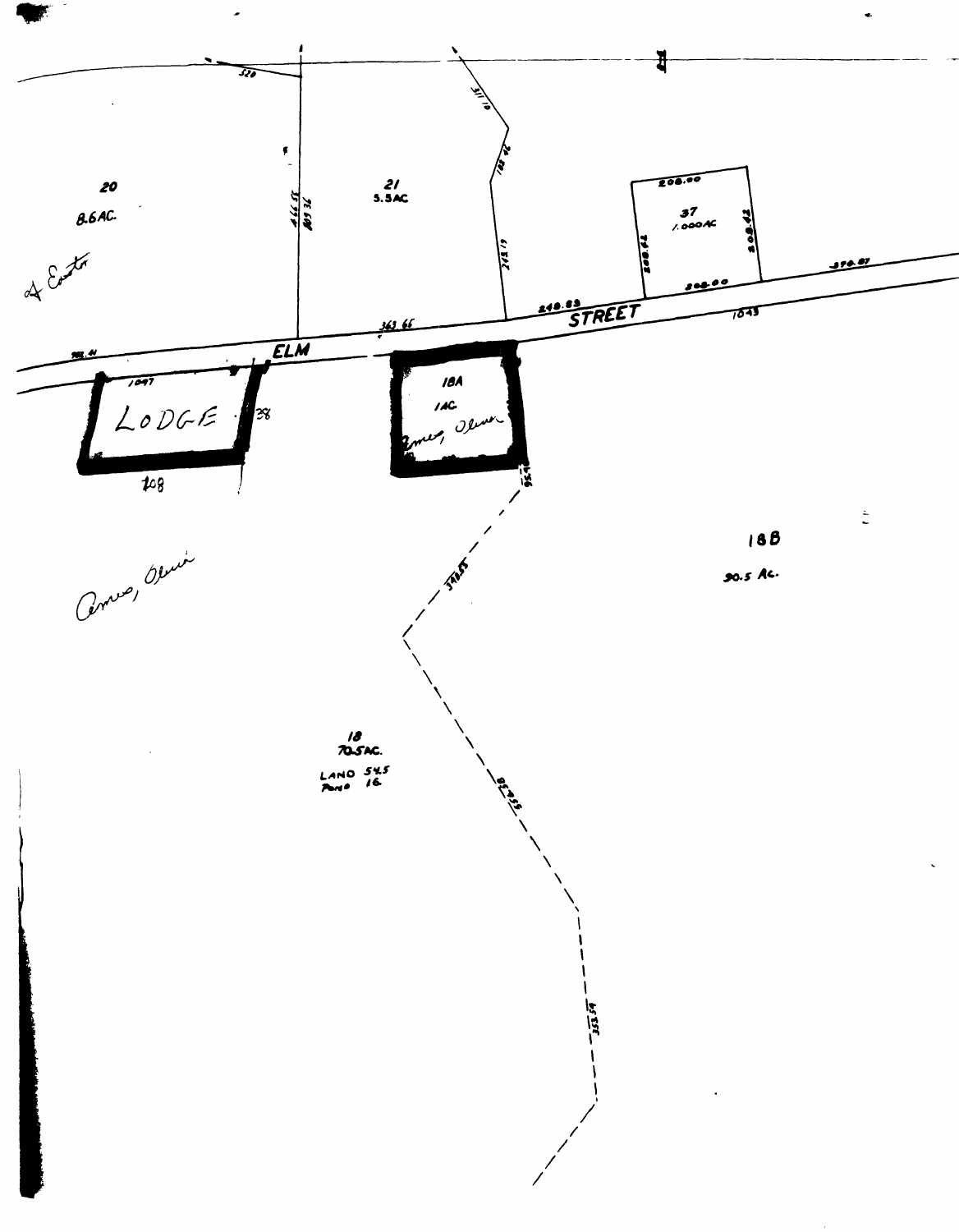320

20
8.6AC.

A Easter

466.55
809.36

21
5.5AC

311.0

188.46

248.19

208.00

37
1.000AC

208.42

208.42

208.00

376.87

248.83

363.66

STREET

1043

988.41

ELM

1047

LODGE

38

208

18A
1AC
Ames, Olive

95.4

398.53

18B
90.5 Ac.

Ames, Olive

18
70.5AC.
LAND 54.5
POND 16

554.38

353.54